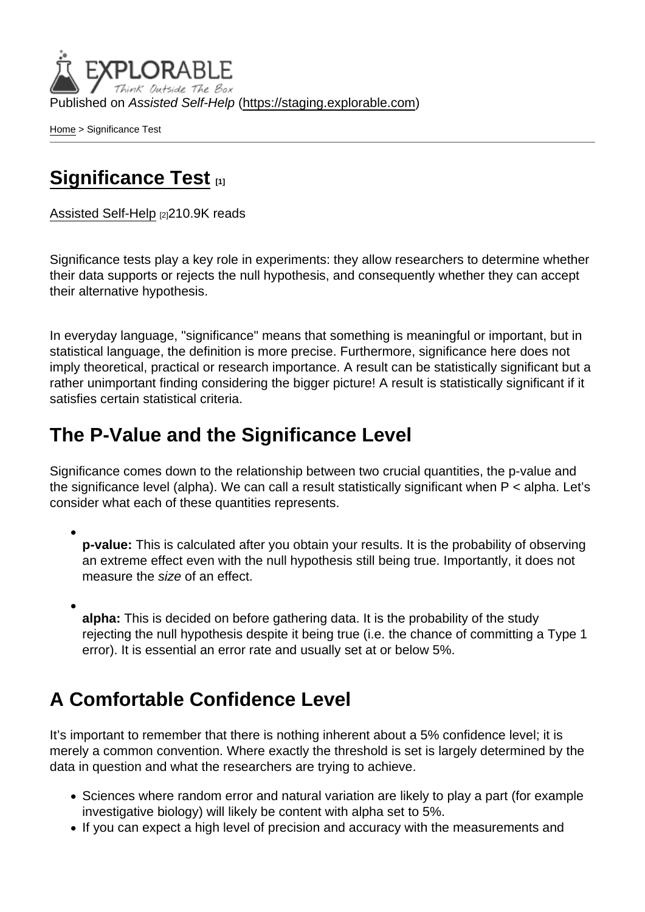Published on *Assisted Self-Help* (https://staging.explorable.com)

Home > Significance Test

# Significance Test [1]

Assisted Self-Help [2]210.9K reads

Significance tests play a key role in experiments: they allow researchers to determine whether their data supports or rejects the null hypothesis, and consequently whether they can accept their alternative hypothesis.

In everyday language, "significance" means that something is meaningful or important, but in statistical language, the definition is more precise. Furthermore, significance here does not imply theoretical, practical or research importance. A result can be statistically significant but a rather unimportant finding considering the bigger picture! A result is statistically significant if it satisfies certain statistical criteria.

## The P-Value and the Significance Level

Significance comes down to the relationship between two crucial quantities, the p-value and the significance level (alpha). We can call a result statistically significant when P < alpha. Let's consider what each of these quantities represents.

- **p-value:** This is calculated after you obtain your results. It is the probability of observing an extreme effect even with the null hypothesis still being true. Importantly, it does not measure the *size* of an effect.
- **alpha:** This is decided on before gathering data. It is the probability of the study rejecting the null hypothesis despite it being true (i.e. the chance of committing a Type 1 error). It is essential an error rate and usually set at or below 5%.

## A Comfortable Confidence Level

It's important to remember that there is nothing inherent about a 5% confidence level; it is merely a common convention. Where exactly the threshold is set is largely determined by the data in question and what the researchers are trying to achieve.

- Sciences where random error and natural variation are likely to play a part (for example investigative biology) will likely be content with alpha set to 5%.
- If you can expect a high level of precision and accuracy with the measurements and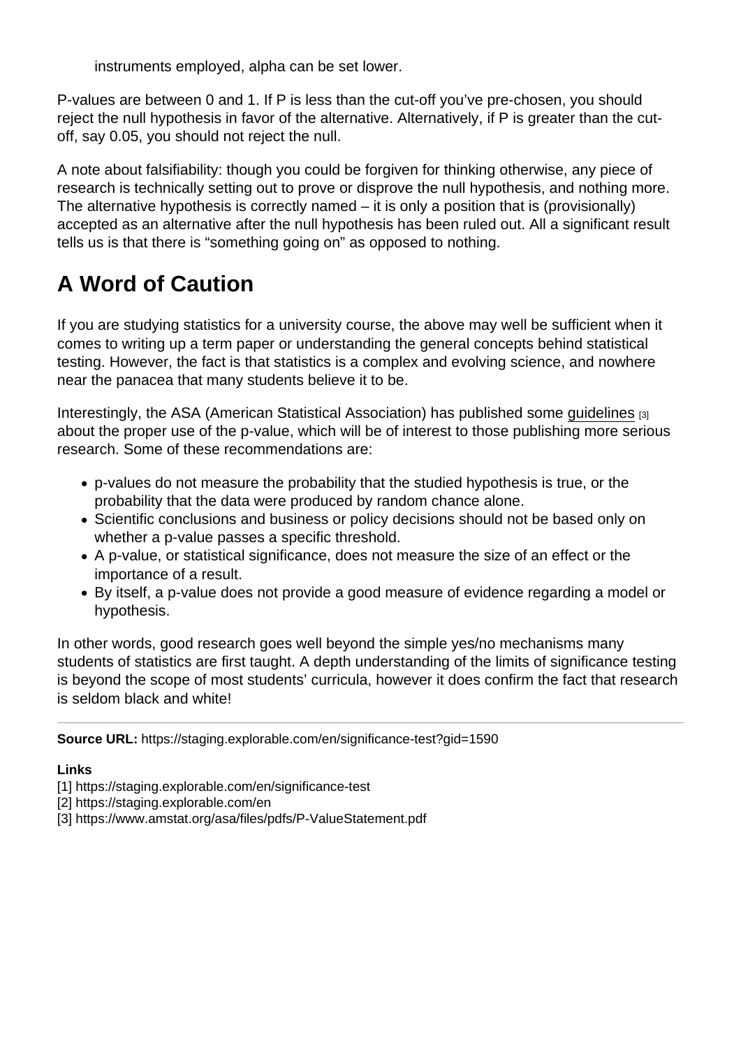instruments employed, alpha can be set lower.

P-values are between 0 and 1. If P is less than the cut-off you've pre-chosen, you should reject the null hypothesis in favor of the alternative. Alternatively, if P is greater than the cut-off, say 0.05, you should not reject the null.

A note about falsifiability: though you could be forgiven for thinking otherwise, any piece of research is technically setting out to prove or disprove the null hypothesis, and nothing more. The alternative hypothesis is correctly named – it is only a position that is (provisionally) accepted as an alternative after the null hypothesis has been ruled out. All a significant result tells us is that there is "something going on" as opposed to nothing.

## A Word of Caution

If you are studying statistics for a university course, the above may well be sufficient when it comes to writing up a term paper or understanding the general concepts behind statistical testing. However, the fact is that statistics is a complex and evolving science, and nowhere near the panacea that many students believe it to be.

Interestingly, the ASA (American Statistical Association) has published some guidelines [3] about the proper use of the p-value, which will be of interest to those publishing more serious research. Some of these recommendations are:

- p-values do not measure the probability that the studied hypothesis is true, or the probability that the data were produced by random chance alone.
- Scientific conclusions and business or policy decisions should not be based only on whether a p-value passes a specific threshold.
- A p-value, or statistical significance, does not measure the size of an effect or the importance of a result.
- By itself, a p-value does not provide a good measure of evidence regarding a model or hypothesis.

In other words, good research goes well beyond the simple yes/no mechanisms many students of statistics are first taught. A depth understanding of the limits of significance testing is beyond the scope of most students' curricula, however it does confirm the fact that research is seldom black and white!

---

**Source URL:** https://staging.explorable.com/en/significance-test?gid=1590

**Links**
[1] https://staging.explorable.com/en/significance-test
[2] https://staging.explorable.com/en
[3] https://www.amstat.org/asa/files/pdfs/P-ValueStatement.pdf